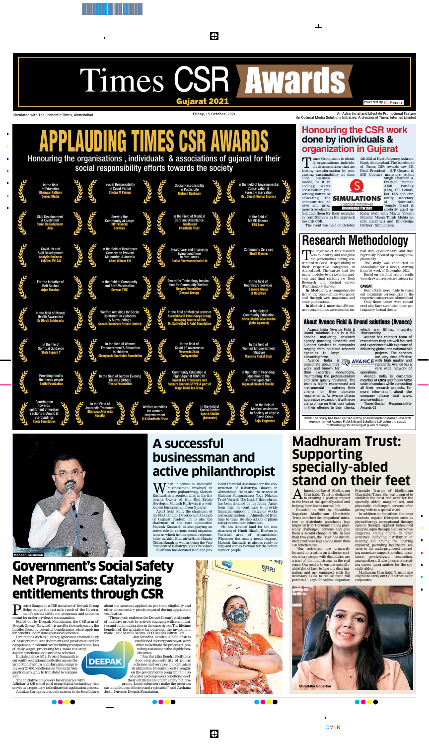# Times CSR Awards

**Gujarat 2021**

Powered By ET Panache

Circulated with The Economic Times, Ahmedabad

Friday, 15 October, 2021

An Advertorial and Lifestyle Promotional Feature
An Optimal Media Solutions Initiative, A division of Times Internet Limited

# APPLAUDING TIMES CSR AWARDS

Honouring the organisations , individuals & associations of gujarat for their social responsibility efforts towards the society

- In the field of Education — **Bhanwar Rathore Design Studio**
- Social Responsibility in Covid Period — **Chetan M Parmar**
- Social Responsibility in Public Life — **Mahesh Kushwah**
- In the field of Environmental Conservation & Forest Preservation — **Dr . Dinesh Kumar Sharma**
- Skill Development & Livelihood — **Tarun Kailashchand Jain**
- Serving the Community at Large — **HP Financial Services**
- In the Field of Medical Care and Assistance — **Madhuram Charitable Trust**
- In the field of MSME finance — **PSB Loan**
- Covid-19 and Skill Development — **Analytix Business Solution Pvt Ltd**
- In the field of Healthcare Services to Prevent Malnutrion & Anemia — **Adani Wilmar Ltd**
- Healthcare and Improving living conditions in rural areas — **Cadila Pharmaceuticals Ltd**
- Community Services — **Sharif Memon**
- For the Initiative of Beti Bachao — **Arjun Thakkar**
- In the field of Community and Staff Vaccination — **German TMX**
- Award for Technology Incubation for Community Welfare — **Deepak Foundation (Deepak Group)**
- In the field of Healthcare Services — **Bankers Group of Hospitals**
- In the field of Mental Health Awareness — **Dr Dhruti Ankleshria**
- Welfare Activities for Social Upliftment in Vadodara & Surroundings — **Sabari Chemicals Private Limited**
- In the field of Medical services — **Sureshbhai D Patel (Surya Group) Managing trustee of Shri Dr. Dahyabhai P. Patel Foundation**
- In the field of Community Education — **Shree Shakti Seva Kendra (Usha Agarwal)**
- In the file of Spiritual Guidance — **Shah Rupesh V**
- In the field of Women Empowerment & Education to children — **Givingback Charitable Foundation**
- In the field of Covid 19 Awareness — **Vasavada Zalak Dushyantbhai**
- In the field of Women Empowerment Initiatives — **Manisha Pinkal Shah**
- Providing food to the needy people — **Sarthi Foundation**
- In the field of Garden Evening Classes (Urban) — **Tresna Foundation**
- Community Education & Fight Against COVID19 — **Gujarat Tea Processors and Packers Limited (GTPPL)A part of Wagh Bakri Tea Group**
- In the field of Providing Education to the UnPrevilaged child — **Yoganjali Kevlani Mandal**
- Contribution towards upliftment of weaker sections in Anand & Surroundings — **Roots Foundation**
- In the Field of Ayurvedic Treatment — **Bhargava Ayurveda Hospital**
- Welfare activities for women empowerment — **D N Charitable Trust**
- In the field of Social Justice — **Ayaz K.Shaikh (Advocate)**
- In the field of Medical assistance to Society at large in Covid Crisis — **Rajiv Engineers**

## Honouring the CSR work done by individuals & organization in Gujarat

Times Group aims to identify organisations, individuals & associations that are leading transformation by integrating sustainability in their core business model, be it in ecology, water conservation, preserving nature or educating the communities, to save and grow more trees etc and felicitate them for their exemplary contributions in the approach towards CSR.

The event was held on October 4th 2021 at Hyatt Regency, Ashram Road, Ahmedabad. The 1st edition of Times CSR Awards saw CR Patil, President – BJP Gujarat & MP, Cabinet ministers Arjun Singh Chauhan & Pradeep Parmar. Alok Pandey (IAS), PK Lehari, Ret IAS and currently secretary of Somnath Temple Trust & celebrity guest as Kabir Bedi with Mayur Vakani (Sunder Mama Tarak Mehta ka ulta chashma) and Knowledge Partner - Simulations.

SIMULATIONS Special Initiatives — Knowledge Partner

# Research Methodology

The objective of this research was to identify and recognise top personalities having contributed in Social Responsibility in their respective categories in Ahmedabad. The survey had two major modules to arrive at the analysis and final ranking i.e. Desk Research and Factual survey (Participatory Survey),

**In Module 1**, a comprehensive list of top personalities was generated through web, magazines and other publications.

**In Module 2**, more than 250 eminent personalities were sent the factual data questionnaire and then rigorously followed up through telephonically.

The study was conducted in Ahmedabad for 4 weeks, starting from 1st week of September 2021.

Based on the final score, results were drawn in respective categories.

**CAVEAT:**

Best efforts were made to reach out maximum personalities in the respective categories in Ahmedabad.

Only those names were considered who have submitted their participatory factual sheets.

### About Avance Field & Brand solutions (Avance)

Avance India (Avance Field & Brand solutions LLP) is a full service marketing research agency providing Research and Support Services to companies ranging from boutique research agencies to large consulting firms.

Avance India is passionate about their work and known for their expertise, innovations, maintaining the professionalism and zero quality tolerance. The team is highly experienced and instrumental in catering their clients for their complex requirements. As Avance chases aggressive expansion, it will never compromise on their core values in their offering to their clients, which are: Ethics, Integrity, Transparency.

Avance has compact team of researchers they are well focused and experienced with exposure of delivering global and national MR projects. The services are very cost effective with high quality and standards. Avance has a very wide network of operations.

Avance India is corporate member of MRSI and follow MRSI code of conduct while conducting all their research projects. For more information about the company please visit www.avance-india.in

Times-Social Responsibility Awards-21

**Note:** The study has been carried out by an independent Market Research Agency named Avance Field & Brand Solutions LLP using the stated methodology for arriving at given rankings.

# A successful businessman and active philanthropist

Mahesh Kushwah

When it comes to successful businessman involved in active philanthropy, Mahesh Kushwah is a reputed name in the fraternity. Owner of Isha Real Estate Developer, Mahesh Kushwah is a well-known businessman from Gujarat.

Apart from being the chairman of the North Indian Development Council of Gujarat Pradesh, he is also the chairman of the core committee. Mahesh Kushwah is also playing an active role in various social organizations in which he has special responsibility in Akhil Bharatiya Hindi Bhashi Utthan Sangh as well as being the Vice President of Kshatriya Vikas Parishad.

Kushwah has donated land and provided financial assistance for the construction of Kshatriya Bhavan in Ahmedabad. He is also the trustee of Shriram Paramahansa Yoga Niketan Trust Vastral. The land of this ashram has been donated by his father. Apart from this, he continues to provide financial support to religious works and organizations in Ahmedabad from time to time. He also adopts orphans and provides them education.

He has donated land for the construction of Hindi Bhashi Bhavan in Vastraal area of Ahmedabad. Whenever the society needs support, Mahesh Kushwah is always ready to help and comes forward for the betterment of people.

# Madhuram Trust: Supporting specially-abled stand on their feet

Ahmedabad-based Madhuram Charitable Trust is dedicated to creating a positive impact in the lives of the specially-abled and helping them lead a normal life.

Founded in 2019 by Shraddha Soparkar, Madhuram Charitable Trust launched the 'Stepathon' initiative to distribute prosthesis legs imported from Germany among physically challenged persons and give them a second chance at life. In less than two years, the Trust has distributed prosthesis legs among more than 100 beneficiaries.

"Our activities are primarily focused on creating an inclusive society, where people with disabilities are a part of the mainstream in the real sense. Our goal is to ensure specially-abled do not have to face any discrimination and are equipped with the necessary skills to realise their full potential," says Shraddha Soparkar, Principle Trustee of Madhuram Charitable Trust. She was inspired to establish the trust and work for the specially abled, marginalized, and physically challenged persons after giving birth to a special child.

In addition to Stepathon, the trust conducts regular therapies such as physiotherapy, occupational therapy, speech therapy, applied behavioral analysis, aqua therapy and corrective surgeries, among others. Its other activities including distribution of hearing aid among the hearing impaired, providing healthcare services to the underprivileged, extending monetary support, medical assistance, psychological counseling, among others. It also focuses on creating career opportunities for the specially abled.

Madhuram Charitable Trust is also eligible to carry out CSR activities for corporates.

Shraddha Soparkar

# Government's Social Safety Net Programs: Catalyzing entitlements through CSR

Project Sangauth- a CSR initiative of Deepak Group Helps bridge the last mile reach of the Government's social safety net programs and schemes meant for underprivileged communities.

Rolled out by Deepak Foundation, the CSR arm of Deepak Group, 'Sangauth', is an effort towards easing the hurdles faced by potential beneficiaries while applying for benefits under state-sponsored schemes.

Limitations such as illiteracy, ignorance, unavailability of basic pre-requisite documents and proofs required for compliance, incidental cost including transportation, loss of daily wages, processing fees, make it a steep ask for beneficiaries to avail the schemes.

Initiated since 2018, Project Sangauth is currently operational in 50 sites across Gujarat, Maharashtra and Haryana, comprising over 20,000 beneficiaries. The term 'Sangauth' can roughly be translated to 'companion'.

The initiative empowers beneficiaries with Adhikar- a QR coded card using digital technology that serves as a repository to facilitate the application process. Adhikar Card provides information to the beneficiary, about the schemes applied, as per their eligibility and other documentary proofs required during application verification.

"The project reinforces the Deepak Group's philosophy of inclusive growth by actively engaging with communities and public authorities in the same stroke. The lifetime benefits of the initiative far outweigh the investment made", said Maulik Mehta, CEO Deepak Nitrite Ltd.

Jan Suvidha Kendra- a help desk is established in every panchayat/ward office to facilitate the process of providing assistance to the eligible beneficiaries.

"Jan Suvidha Kendra facilitates door-step accessibility of public schemes and services and optimizes its utilization. Not only does it strengthen the government's program but also educates and empowers beneficiaries of their entitlements under safety net programs. Local volunteers make the program sustainable, cost effective and replicable," said Archana Joshi, Director Deepak Foundation.

DEEPAK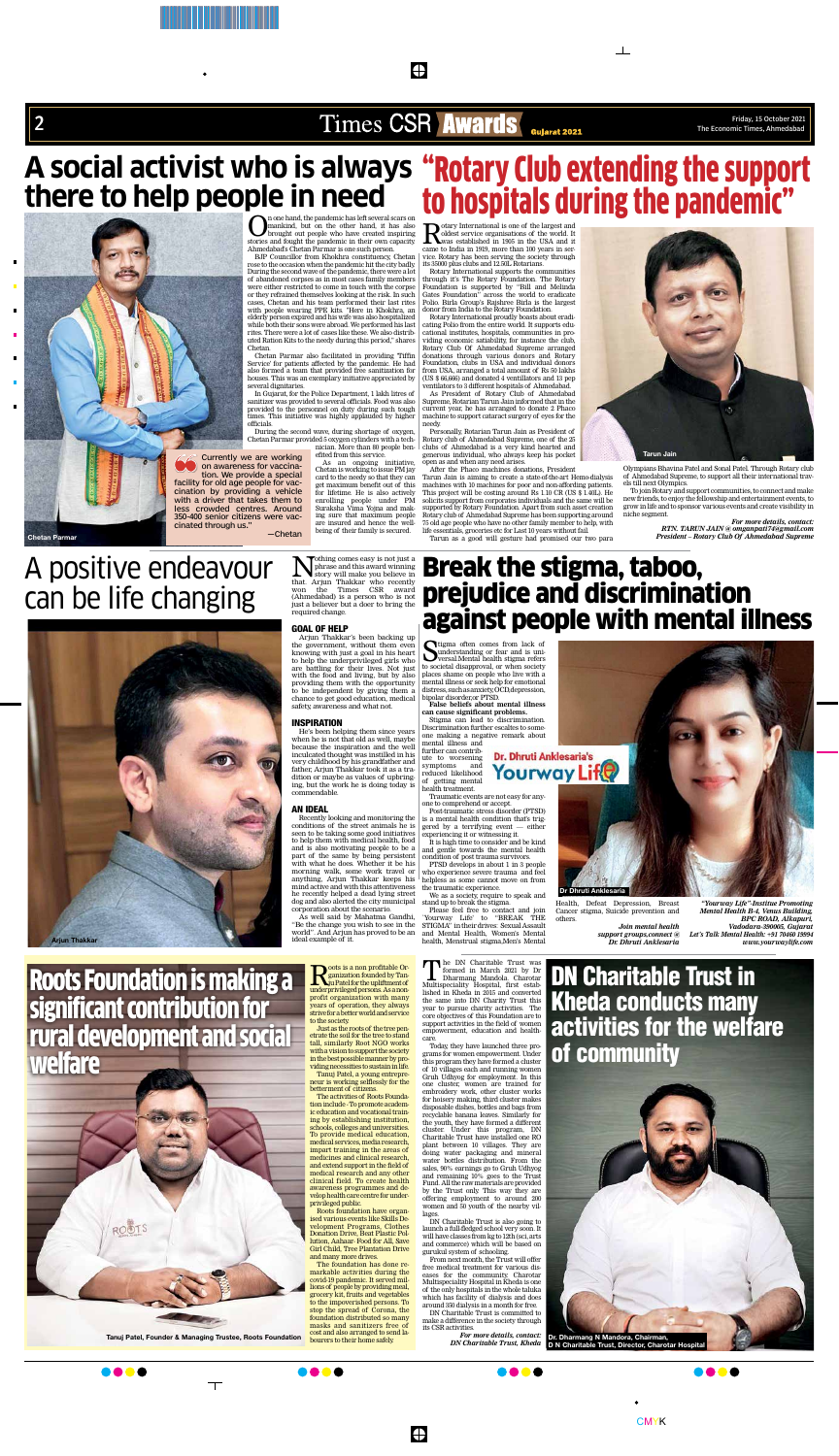# A social activist who is always there to help people in need

On one hand, the pandemic has left several scars on mankind, but on the other hand, it has also brought out people who have created inspiring stories and fought the pandemic in their own capacity. Ahmedabad's Chetan Parmar is one such person.

BJP Councillor from Khokhra constituency, Chetan rose to the occasion when the pandemic hit the city badly. During the second wave of the pandemic, there were a lot of abandoned corpses as in most cases family members were either restricted to come in touch with the corpse or they refrained themselves looking at the risk. In such cases, Chetan and his team performed their last rites with people wearing PPE kits. "Here in Khokhra, an elderly person expired and his wife was also hospitalized while both their sons were abroad. We performed his last rites. There were a lot of cases like these. We also distributed Ration Kits to the needy during this period," shares Chetan.

Chetan Parmar also facilitated in providing 'Tiffin Service' for patients affected by the pandemic. He had also formed a team that provided free sanitization for houses. This was an exemplary initiative appreciated by several dignitaries.

In Gujarat, for the Police Department, 1 lakh litres of sanitizer was provided to several officials. Food was also provided to the personnel on duty during such tough times. This initiative was highly applauded by higher officials.

During the second wave, during shortage of oxygen, Chetan Parmar provided 5 oxygen cylinders with a technician. More than 80 people benefited from this service.

As an ongoing initiative, Chetan is working to issue PM jay card to the needy so that they can get maximum benefit out of this for lifetime. He is also actively enrolling people under PM Suraksha Vima Yojna and making sure that maximum people are insured and hence the well-being of their family is secured.

> Currently we are working on awareness for vaccination. We provide a special facility for old age people for vaccination by providing a vehicle with a driver that takes them to less crowded centres. Around 350-400 senior citizens were vaccinated through us."
>
> —Chetan

Chetan Parmar

# "Rotary Club extending the support to hospitals during the pandemic"

Rotary International is one of the largest and oldest service organisations of the world. It was established in 1905 in the USA and it came to India in 1919, more than 100 years in service. Rotary has been serving the society through its 35000 plus clubs and 12.5 lakh Rotarians.

Rotary International supports the communities through it's The Rotary Foundation. The Rotary Foundation is supported by "Bill and Melinda Gates Foundation" across the world to eradicate Polio. Birla Group's Rajshree Birla is the largest donor from India to the Rotary Foundation.

Rotary International proudly boasts about eradicating Polio from the entire world. It supports educational institutes, hospitals, communities in providing economic suitability, for instance the club, Rotary Club Of Ahmedabad Supreme arranged donations through various donors and Rotary Foundation, clubs in USA and individual donors from USA, arranged a total amount of Rs 50 lakhs (US $ 66,666) and donated 4 ventilators and 13 pap ventilators to 3 different hospitals of Ahmedabad.

As President of Rotary Club of Ahmedabad Supreme, Rotarian Tarun Jain informed that in the current year, he has arranged to donate 2 Phaco machine to support cataract surgery of eyes for the needy.

Personally, Rotarian Tarun Jain as President of Rotary club of Ahmedabad Supreme, one of the 25 clubs of Ahmedabad is a very kind hearted and generous individual, who always keep his pocket open as and when any need arises.

After the Phaco machines donations, President Tarun Jain is aiming to create a state-of-the-art Hemo-dialysis machines with 10 machines for poor and non-affording patients. This project will be costing around Rs 1.10 CR (US $ 1.40L). He solicits support from corporates individuals and the same will be supported by Rotary Foundation. Apart from such asset creation Rotary club of Ahmedabad Supreme has been supporting around 75 old age people who have no other family member to help, with life essentials, groceries etc for Last 10 years without fail.

Tarun as a good will gesture had promised our two para Olympians Bhavina Patel and Sonal Patel. Through Rotary club of Ahmedabad Supreme, to support all their international travels till next Olympics.

To join Rotary and support communities, to connect and make new friends, to enjoy the fellowship and entertainment events, to grow in life and to sponsor various events and create visibility in niche segment.

Tarun Jain

*For more details, contact:*
*RTN. TARUN JAIN @ omganpati74@gmail.com*
*President – Rotary Club Of Ahmedabad Supreme*

# A positive endeavour can be life changing

Nothing comes easy is not just a phrase and this award winning story will make you believe in that. Arjun Thakkar who recently won the Times CSR award (Ahmedabad) is a person who is not just a believer but a doer to bring the required change.

### GOAL OF HELP

Arjun Thakkar's been backing up the government, without them even knowing with just a goal in his heart to help the underprivileged girls who are battling for their lives. Not just with the food and living, but by also providing them with the opportunity to be independent by giving them a chance to get good education, medical safety, awareness and what not.

### INSPIRATION

He's been helping them since years when he is not that old as well, maybe because the inspiration and the well inculcated thought was instilled in his very childhood by his grandfather and father, Arjun Thakkar took it as a tradition or maybe as values of upbringing, but the work he is doing today is commendable.

### AN IDEAL

Recently looking and monitoring the conditions of the street animals he is seen to be taking some good initiatives to help them with medical health, food and is also motivating people to be a part of the same by being persistent with what he does. Whether it be his morning walk, some work travel or anything, Arjun Thakkar keeps his mind active and with this attentiveness he recently helped a dead lying street dog and also alerted the city municipal corporation about the scenario.

As well said by Mahatma Gandhi, "Be the change you wish to see in the world"...And Arjun has proved to be an ideal example of it.

Arjun Thakkar

# Break the stigma, taboo, prejudice and discrimination against people with mental illness

Stigma often comes from lack of understanding or fear and is universal.Mental health stigma refers to societal disapproval, or when society places shame on people who live with a mental illness or seek help for emotional distress, such as anxiety, OCD, depression, bipolar disorder,or PTSD.

**False beliefs about mental illness can cause significant problems.**

Stigma can lead to discrimination. Discrimination further escalates to someone making a negative remark about mental illness and further can contribute to worsening symptoms and reduced likelihood of getting mental health treatment.

Traumatic events are not easy for anyone to comprehend or accept.

Post-traumatic stress disorder (PTSD) is a mental health condition that's triggered by a terrifying event — either experiencing it or witnessing it.

It is high time to consider and be kind and gentle towards the mental health condition of post trauma survivors.

PTSD develops in about 1 in 3 people who experience severe trauma and feel helpless as some cannot move on from the traumatic experience.

We as a society, require to speak and stand up to break the stigma.

Please feel free to contact and join 'Yourway Life' to "BREAK THE STIGMA" in their drives: Sexual Assault and Mental Health, Women's Mental health, Menstrual stigma,Men's Mental Health, Defeat Depression, Breast Cancer stigma, Suicide prevention and others.

Dr. Dhruti Anklesaria's Yourway Life

Dr Dhruti Anklesaria

*Join mental health support groups,connect @ Dr. Dhruti Anklesaria*

*"Yourway Life"-Institue Promoting Mental Health B-4, Venus Building, BPC ROAD, Alkapuri, Vadodara-390005, Gujarat*
*Let's Talk Mental Health: +91 70460 19994*
*www.yourwaylife.com*

# Roots Foundation is making a significant contribution for rural development and social welfare

Roots is a non profitable Organization founded by Tanuj Patel for the upliftment of underprivileged persons. As a non-profit organization with many years of operation, they always strive for a better world and service to the society.

Just as the roots of the tree penetrate the soil for the tree to stand tall, similarly Root NGO works with a vision to support the society in the best possible manner by providing necessities to sustain in life.

Tanuj Patel, a young entrepreneur is working selflessly for the betterment of citizens.

The activities of Roots Foundation include:- To promote academic education and vocational training by establishing institution, schools, colleges and universities. To provide medical education, medical services, media research, impart training in the areas of medicines and clinical research, and extend support in the field of medical research and any other clinical field. To create health awareness programmes and develop health care centre for underprivileged public.

Roots foundation have organised various events like Skills Development Programs, Clothes Donation Drive, Beat Plastic Pollution, Aahaar- Food for All, Save Girl Child, Tree Plantation Drive and many more drives.

The foundation has done remarkable activities during the covid-19 pandemic. It served millions of people by providing meal, grocery kit, fruits and vegetables to the impoverished persons. To stop the spread of Corona, the foundation distributed so many masks and sanitizers free of cost and also arranged to send labourers to their home safely.

Tanuj Patel, Founder & Managing Trustee, Roots Foundation

# DN Charitable Trust in Kheda conducts many activities for the welfare of community

The DN Charitable Trust was formed in March 2021 by Dr Dharmang Mandola. Charotar Multispeciality Hospital, first established in Kheda in 2015 and converted the same into DN Charity Trust this year to pursue charity activities. The core objectives of this Foundation are to support activities in the field of women empowerment, education and health-care.

Today, they have launched three programs for women empowerment. Under this program they have formed a cluster of 10 villages each and running women Gruh Udhyog for employment. In this one cluster, women are trained for embroidery work, other cluster works for hosiery making, third cluster makes disposable dishes, bottles and bags from recyclable banana leaves. Similarly for the youth, they have formed a different cluster. Under this program, DN Charitable Trust have installed one RO plant between 10 villages. They are doing water packaging and mineral water bottles distribution. From the sales, 90% earnings go to Gruh Udhyog and remaining 10% goes to the Trust Fund. All the raw materials are provided by the Trust only. This way they are offering employment to around 200 women and 50 youth of the nearby villages.

DN Charitable Trust is also going to launch a full-fledged school very soon. It will have classes from kg to 12th (sci, arts and commerce) which will be based on gurukul system of schooling.

From next month, the Trust will offer free medical treatment for various diseases for the community. Charotar Multispeciality Hospital in Kheda is one of the only hospitals in the whole taluka which has facility of dialysis and does around 350 dialysis in a month for free.

DN Charitable Trust is committed to make a difference in the society through its CSR activities.

*For more details, contact:*
*DN Charitable Trust, Kheda*

Dr. Dharmang N Mandora, Chairman, D N Charitable Trust, Director, Charotar Hospital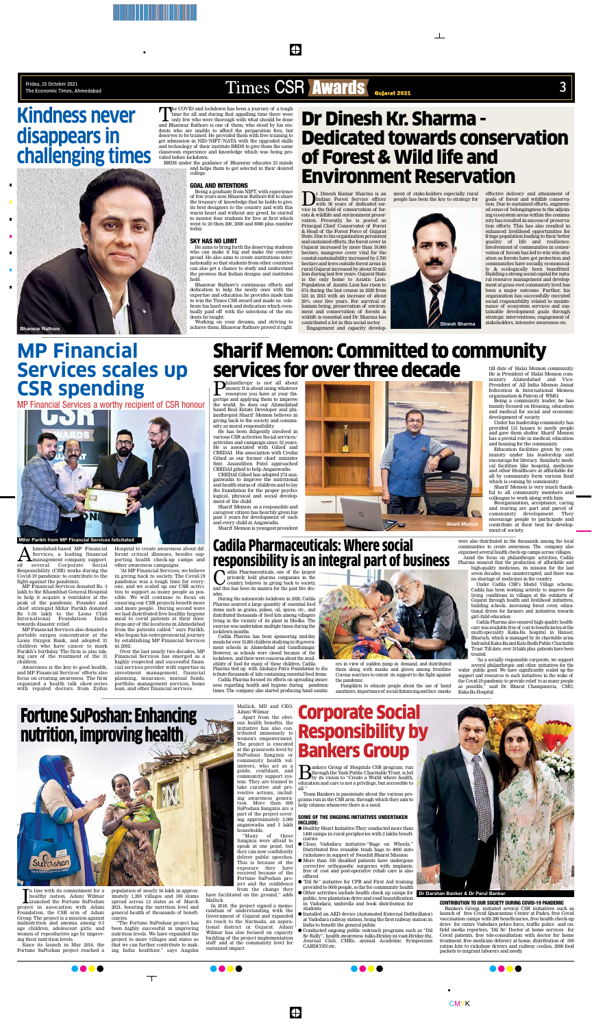# Kindness never disappears in challenging times

Bhanwar Rathore

The COVID and lockdown has been a journey of a tough time for all and during that appalling time there were only few who were thorough with what should be done and Bhanwar Rathore is one of them, who stood by his students who are unable to afford the preparation fees, but deserves to be trained. He provided them with free training to get admission in NID/NIFT/NATA with the upgraded skills and technology of their institute BRDS to give them the same classroom experience and knowledge which was being provided before lockdown.

BRDS under the guidance of Bhanwar educates 25 minds and helps them to get selected in their desired college.

### GOAL AND INTENTIONS

Being a graduate from NIFT, with experience of few years now, Bhanwar Rathore felt to share the treasury of knowledge that he holds to give, its best designers to the country and with this warm heart and without any greed, he started to mentor four students for free at first which went to 20 then 200, 2000 and 8000 plus number today.

### SKY HAS NO LIMIT

He aims to bring forth the deserving students who can make it big and make the country proud. He also aims to create institutions internationally so that students from other countries can also get a chance to study and understand the prowess that Indian designs and institutes hold.

Bhanwar Rathore's continuous efforts and dedication to help the needy ones with the expertise and education he provides made him to win the Times CSR award and made us celebrate his hard work and dedication which eventually paid off with the selections of the students he taught.

Working on your dreams, and striving to achieve them, Bhanwar Rathore proved it right.

# Dr Dinesh Kr. Sharma - Dedicated towards conservation of Forest & Wild life and Environment Reservation

Dr. Dinesh Kumar Sharma is an Indian Forest Service officer with 36 years of dedicated service in the field of conservation of forests & wildlife and environment preservation. Presently, he is posted as Principal Chief Conservator of Forest & Head of the Forest Force of Gujarat State. Due to his organization persistent and sustained efforts, the forest cover in Gujarat increased by more than 10,000 hectare, mangrove cover vital for the coastal sustainability increased by 3,700 hectare and trees outside forest areas in rural Gujarat increased by about 50 million during last few years. Gujarat State is the only home to Asiatic Lion. Population of Asiatic Lion has risen to 674 during the last census in 2020 from 523 in 2015 with an increase of about 29% over five years. For survival of human being, preservation of environment and conservation of forests & wildlife is essential and Dr. Sharma has contributed a lot in this social sector.

Engagement and capacity development of stake-holders especially rural people has been the key to strategy for effective delivery and attainment of goals of forest and wildlife conservation. Due to sustained efforts, augmented sense of belongingness to the adjoining ecosystem areas within the community has resulted in success of preservation efforts. This has also resulted in enhanced livelihood opportunities for fringe population leading to their better quality of life and resilience. Involvement of communities in conservation of forests has led to win win situation as forests have got protection and communities have socially, economically & ecologically been benefitted. Building a strong social capital for natural resource management and development at grass root community level has been a major outcome. Further, his organization has successfully executed social responsibility related to maintenance of ecosystem services and sustainable development goals through strategic interventions, engagement of stakeholders, intensive awareness etc.

Dinesh Sharma

# MP Financial Services scales up CSR spending

MP Financial Services a worthy recipient of CSR honour

Mihir Parikh from MP Financial Services felicitated

Ahmedabad-based MP Financial Services, a leading financial management company, supported several Corporate Social Responsibility (CSR) works during the Covid-19 pandemic to contribute to the fight against the pandemic.

MP Financial Services donated Rs. 3 lakh to the Khambhat General Hospital to help it acquire a ventilator at the peak of the pandemic. Founder and chief strategist Mihir Parikh donated Rs 5.50 lakh to the Lions Club International Foundation India towards disaster relief.

MP Financial Services also donated a portable oxygen concentrator at the Lions Oxygen Bank, and adopted 31 children who have cancer to mark Parikh's birthday. The firm is also taking care of the treatment of the 31 children.

Awareness is the key to good health, and MP Financial Services' efforts also focus on creating awareness. The firm organized a health talk show series with reputed doctors from Zydus Hospital to create awareness about different critical illnesses, besides supporting health check-up camps and other awareness campaigns.

"At MP Financial Services, we believe in giving back to society. The Covid-19 pandemic was a tough time for everyone, and we scaled up our CSR activities to support as many people as possible. We will continue to focus on ensuring our CSR projects benefit more and more people. During second wave we had distributed free healthy hygiene meal to covid patients at their doorsteps any of the locations in Ahmedabad from the patients called," says Parikh, who began his entrepreneurial journey by establishing MP Financial Services in 2002.

Over the last nearly two decades, MP Financial Services has emerged as a highly respected and successful financial services provider with expertise in investment management, financial planning, insurance, mutual funds, portfolio management services, home loan, and other financial services.

# Sharif Memon: Committed to community services for over three decade

Philanthropy is not all about money. It is about using whatever resources you have at your fingertips and applying them to improve the world. So does our Ahmedabad based Real Estate Developer and philanthropist Sharif Memon believes in giving back to the society and community as moral responsibility.

He has been diligently involved in various CSR activities Social services/ activities and campaign since 32 years. He is associated with Gihed and CREDAI. His association with Credai Gihed as our former chief minister Smt. Anandiben Patel approached CREDAI gihed to help Anganwadis.

CREDAI Gihed has adopted 274 anaganwadis to improve the nutritional and health status of children and to lay the foundation for the proper psychological, physical and social development of the child.

Sharif Memon as a responsible and caregiver citizen has heartily given his past 3 years for development of each and every child at Angawadis.

Sharif Memon is youngest president till date of Halai Memon community. He is President of Halai Memon community Ahmedabad and Vice-President of All India Memon Jamat federation & International Memon organisation & Patron of WMO.

Being a community leader, he has mainly focused on Housing, education and medical for social and economic development of society.

Under his leadership community has provided 115 houses to needy people and gave them shelter. Sharif Memon has a pivotal role in medical, education and housing for the community.

Education facilities given by community under his leadership and encourage for literacy. Similarly medical facilities like hospital, medicine and other Healthcare at affordable for all by community form various fund which is coming by community.

Sharif Memon is very much thankful to all community members and colleague to work along with him.

Reorganization, acceptance, caring and rearing are part and parcel of community development. They encourage people to participate and contribute at their best for development of society.

Sharif Memon

# Cadila Pharmaceuticals: Where social responsibility is an integral part of business

Cadila Pharmaceuticals, one of the largest privately held pharma companies in the country, believes in giving back to society, and this has been its mantra for the past five decades.

During the nationwide lockdown in 2020, Cadila Pharma sourced a large quantity of essential food items such as grains, pulses, oil, spices, etc., and distributed thousands of food kits among villagers living in the vicinity of its plant in Dholka. The exercise was undertaken multiple times during the lockdown months.

Cadila Pharma has been sponsoring mid-day meals for over 10,868 children studying in 38 government schools in Ahmedabad and Gandhinagar. However, as schools were closed because of the lockdown, and there were concerns about the availability of food for many of these children, Cadila Pharma tied up with Akshaya Patra Foundation to distribute thousands of kits containing essential food items.

Cadila Pharma focused its efforts on spreading awareness regarding health and hygiene during pandemic times. The company also started producing hand sanitizers in view of sudden jump in demand, and distributed them along with masks and gloves among frontline Corona warriors to extent its support to the fight against the pandemic.

Pamphlets to educate people about the use of hand sanitizers, importance of social distancing and face masks were also distributed in the thousands among the local communities to create awareness. The company also organised several health check-up camps across villages.

Amid the focus on philanthropic activities, Cadila Pharma ensured that the production of affordable and high-quality medicines, its mission for the last seven decades, was uninterrupted, and there was no shortage of medicines in the country.

Under Cadila CSR's Model Village scheme, Cadila has been working actively to improve the living conditions in villages at the outskirts of Gujarat through health and livelihood initiatives, building schools, increasing forest cover, educational drives for farmers and initiatives towards girl child education.

Cadila Pharma also ensured high-quality healthcare was available free of cost to beneficiaries at the multi-speciality Kaka-Ba hospital in Hansot, Bharuch, which is managed by its charitable arms Indrashil Kaka-Ba and Kala Budh Public Charitable Trust. Till date, over 10 lakh plus patients have been treated.

"As a socially responsible corporate, we support several philanthropic and other initiatives for the wider public good. We have significantly scaled up the support and resources to such initiatives in the wake of the Covid-19 pandemic to provide relief to as many people as possible," said Dr. Bharat Champaneria, CMO, Kaka-Ba Hospital

# Fortune SuPoshan: Enhancing nutrition, improving health

In line with its commitment for a healthy nation, Adani Wilmar launched the Fortune SuPoshan project in association with Adani Foundation, the CSR arm of Adani Group. The project is a mission against malnutrition and anemia among 0-5 age children, adolescent girls, and women of reproductive age by improving their nutrition levels.

Since its launch in May 2016, the Fortune SuPoshan project reached a population of nearly 16 lakh in approximately 1,200 villages and 100 slums spread across 12 states as of March 2021, boosting the nutrition level and general health of thousands of beneficiaries.

"The Fortune SuPoshan project has been highly successful in improving nutrition levels. We have expanded the project to more villages and states so that we can further contribute to making India healthier," says Angshu Mallick, MD and CEO, Adani Wilmar.

Apart from the obvious health benefits, the initiative has also contributed immensely to women's empowerment. The project is executed at the grassroots level by SuPoshan Sanginis or community health volunteers, who act as a guide, confidant, and community support system. They are trained to take curative and preventive actions, including awareness generation. More than 600 SuPoshan Sanginis are a part of the project covering approximately 2,000 anganwadis and 3 lakh households.

"Many of these Sanginis were afraid to speak at one point, but they can now confidently deliver public speeches. This is because of the exposure they have received because of the Fortune SuPoshan project and the confidence from the change they have facilitated on the ground," adds Mallick.

In 2018, the project signed a memorandum of understanding with the Government of Gujarat and expanded its reach to the Narmada, an aspirational district in Gujarat. Adani Wilmar has also focused on capacity building of the project implementation staff and at the community level for sustained impact.

# Corporate Social Responsibility by Bankers Group

Bankers Group of Hospitals CSR program, run through the Yash Public Charitable Trust, is led by its vision to "Create a World where health, education and care is not a privilege, but accessible to all."

Team Bankers is passionate about the various programs run in the CSR arm, through which they aim to help citizens whenever there is a need.

### SOME OF THE ONGOING INITIATIVES UNDERTAKEN INCLUDE:

- Healthy Heart Initiative-They conducted more than 1400 camps in rural peripheries with 2 lakhs beneficiaries
- Clean Vadodara initiative-"Bags on Wheels," Distributed free reusable trash bags to 4000 auto rickshaws in support of Swachh Bharat Mission
- More than 350 disabled patients have undergone corrective orthopaedic surgeries with implants, free of cost and post-operative rehab care is also offered
- "Dil Se" initiative for CPR and First Aid training provided to 5000 people, so far for community health
- Other activities include health check up camps for public, tree plantation drive and road beautification in Vadodara; umbrella and book distribution for students
- Installed an AED device (Automated External Defibrillator) at Vadodara railway station, being the first railway station in India to benefit the general public
- Conducted ongoing public outreach programs such as "Dil Se Rally", health awareness talks-Hriday-ni-vaat-Hriday-thi, Journal Club, CMEs, annual Academy Symposium CARDCON etc.

Dr Darshan Banker & Dr Parul Banker

### CONTRIBUTION TO OUR SOCIETY DURING COVID-19 PANDEMIC

Bankers Group, initiated several CSR initiatives such as launch of free Covid Quarantine Center at Padra, free Covid vaccination camps with 200 beneficiaries, free health check-up drive for entire Vadodara police force, traffic police and on-field media reporters, "Dil Se" Doctor at home services for Covid patients, free tele-consultation with doctor for home treatment, free medicine delivery at home, distribution of 500 ration kits to rickshaw drivers and railway coolies, 2000 food packets to migrant laborers and needy.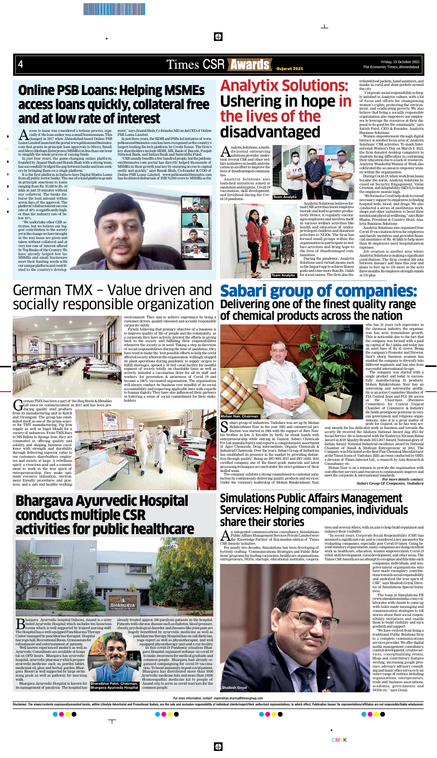# Online PSB Loans: Helping MSMEs access loans quickly, collateral free and at low rate of interest

Access to loans was considered a tedious process, especially if the loan seeker was a small businessman. This changed in 2017 when Ahmedabad-based Online PSB Loans Limited launched the portal www.psbloansin59minutes.com that grants in-principle loan approvals to Micro, Small, and Micro Medium Enterprises (MSMEs) in less than one hour to simplify the whole process of raising funds.

In just four years, the game-changing online platform, founded by Jinand Shah and Ronak Shah with a strong team, has successfully bridged the gap between banks and loan seekers by bringing them on a single platform.

It is the first platform in India to have Digital Mudra Loans from all public sector banks. The one-of-a-kind platform grants in-principle sanctions to loans ranging from Rs. 10,000 to Rs. 10 lakh in just 59 minutes without any collateral. The banks disburse the loan amount within seven days of the approval. The platform's disbursement success rate of 40% is significantly higher than the industry rate of below 10%.

"We undertake other CSR activities, but we believe our biggest contribution to the society yet is the change we have brought in the way loans are given and taken without collateral and at very low rate of interest offered by Top Banks of the Country. We have already helped few lac MSMEs and small businesses meet their funding needs with our unique platform and contributed to the country's development," says Jinand Shah, Co-founder, MD an &d CEO of Online PSB Loans Limited.

In just three years, the SIDBI and PSBs led initiative of www.psbloansin59minutes.com has been recognised as the country's largest lending fin-tech platform by Credit Suisse. The firm's key shareholders include SIDBI, SBI, Bank of Baroda, Punjab National Bank, and Indian Bank and Samriddhi Fund.

"CSR usually benefits a few hundred people, but the psbloansin59minutes.com portal has directly helped thousands of MSMEs in their growth journey by ensuring access to capital easily and quickly," says Ronak Shah, Co-founder & COO of Online PSB Loans Limited. www.psbloansin59minutes.com has facilitated disbursals of INR 70,000 crore to MSMEs so far.

# Analytix Solutions: Ushering in hope in the lives of the disadvantaged

Analytix Solutions, a multi-divisional outsourcing solutions provider, undertook several CSR and other welfare initiatives in health and education in an effort to improve the lives of disadvantaged communities.

Analytix Solutions also launched initiatives aimed at sanitation and hygiene, Covid-19 vaccination, skill development, and livelihood during the Covid-19 pandemic.

Team Analytix

Team Analytix

Analytix Solutions believes formal CSR activities boost employee morale and lead to greater productivity. Hence, it regularly encourages employees and involves itself in various welfare activities like health and education of under-privileged children and donation activities to NGOs. The firm has formed small groups within the organisation to participate in welfare activities and bring hope to the lives of disadvantaged communities.

During the pandemic, Analytix Solutions used virtual means such as the Impact app to achieve fitness goals and raise more than Rs. 3 lakh for social causes. The firm also distributed food packets, hand sanitizers, and masks in rural and slum pockets around the city.

"Corporate social responsibility is deeply imbibed in Analytix culture, with a lot of focus and efforts for championing women's rights, protecting the environment, and eradicating poverty. We also believe that being a socially responsible organization also empowers our employees to leverage the resources at their disposal to do good for the community," says Satish Patel, CEO & Founder, Analytix Business Solutions.

Women empowerment through digital literacy is another focus area of Analytix Solutions' CSR activities. To mark International Women's Day on March 8, 2021, the firm donated desktop computers to students facing difficulties in continuing their education due to a lack of resources. Analytix Wonderful Women of Work also celebrated the occasion to empower women within the organisation.

During Covid-19, when work from home became the norm, Analytix Solutions focused on Security, Engagement, Value Creation, and Adaptability (SEVA) to keep the employee morale high.

"We formed a Covid help-desk to extend necessary support to employees in finding hospital beds, blood, and drugs. We also conducted a series of meditation workshops and other initiatives to boost their mental and physical wellbeing," says Rajiv Bhatia, President & Country Head, Analytix Business Solutions.

Analytix Solutions also organized four Covid-19 vaccination drives for employees and family members and provided financial assistance of Rs. 40 lakh to help more than 40 employees meet hospitalization expenses.

Job creation is another area where Analytix Solutions is making a significant contribution. The firm created 200 jobs between January and June this year and plans to hire up to 150 more in the next three months. Its employee strength stands at 570 plus.

# German TMX – Value driven and socially responsible organization

German TMX has been a part of the Haq Steels & Metaliks Ltd since its commencement in 2013 and has been producing quality steel end products from its manufacturing unit in Kutch and Viramgam. The group has established itself as one of the prime sources for TMT manufacturing, Pig Iron supply as well as Ingot Mould for a variety of industries. From TMX Bars to MS Billets to Sponge Iron, they are committed in offering quality and solidity and shaping business excellence with strength and durability through delivering superior value to our customers, shareholders, employees and society at large. A rebellious spirit, a vivacious goal and a commitment to work in the true spirit of entrepreneurship, they make optimum resource utilization, environment friendly procedures and practices, and a safe and healthy working environment. They aim to achieve supremacy by being a customer-driven, quality-obsessed and socially responsible corporate entity.

Firmly believing that primary objective of a business is to improve quality of life of people and the community, as a corporate they have actively devoted the efforts in giving back to the society and fulfilling their responsibilities whenever the society is in need. Taking a step in direction of social responsibilities during the time of pandemic, they have tried to make the best possible efforts to help the covid affected society wherein the organisation willingly stopped its plant operations during pandemic to supply oxygen to fulfil shortages, opened a 50 bed covid facility for needful segment of society, totally on charitable basis as well as actively initiated a vaccination drive for all its staff and workers for prevention & awareness of Covid 19 and became a 100% vaccinated organisation. The organisation will always conduct its business ever mindful of its social accountability and respecting applicable laws with regards to human dignity They have also influenced their partners in fostering a sense of social commitment for their stakeholders.

# Sabari group of companies: Delivering one of the finest quality range of chemical products across the nation

Mohan Nair, Chairman

Sabari group of industries, Vadodara was set up by Mohan Balakrishnan Nair in the year 1983 and commercial production was started in 1984 with the support of Ravi Nair-his brother in law. A Keralite by birth, he shook hands with entrepreneurship while staying in Gujarat. Sabari Chemicals Pvt Ltd manufacturers and exports a comprehensive assortment of Agro Chemicals, Drug intermediate, Organic Chemicals & Industrial Chemicals. Over the years, Sabari Group of Industries has established its presence in the market by providing distinction through quality. Being an ISO 9001:2015 and ISO 14001: 2015 certified company, one of the finest grade materials and latest processing techniques are used under the strict guidance of their skilled team.

The company exhibits a strong commitment to customer satisfaction by continuously delivering quality products and services. Under the visionary leadership of Mohan Balakrishnan Nair, who has 35 years rich experience in the chemical industry, the organisation has seen tremendous growth. This is noticeable due to the fact that the company was formed with a paid up capital of Rs 3 lakhs and today has an asset base of Rs 35 crores. Being the company's Promoter and Director, Nair's sharp business acumen has enabled the company to diversify into different segments and has also done successful international tie ups.

The company was started with a single product and today is successfully manufacturing 22 products. Mohan Balakrishnan Nair has an interesting and noteworthy profile. He is an active Committee Member of FIA Central Zone and FGI. He serves as the Chairman (Business Committee) for Central Gujarat Chamber of Commerce & Industry He holds prestigious positions in various government and religious organisations. Also it is a great matter of pride for Gujarat, as he has won several awards for his dedicated work in business and towards the society. He received the Akshaya National Award Aug 2015 for Social Service. He is honoured with the Rashtriya Nirman Ratna Award in 2019. Quality Brands 2015-2017 Award, National glory of Indian Award. National Excellence award by National Chamber of Small & Medium Entrepreneur in 2015, The Company was felicitated as the Best Fine Chemical Manufacturer at the Times Icons of Vadodara 2020, an event conducted by OMS-a division of "Times Internet Ltd., a research by Aim Research & Consultancy etc.

Mohan Nair is on a mission to provide the organisation with cost effective services and resources to continuously improve and meet the corporate & international standards.

*For more details contact:*
*Sabari Group Of Companies, Vadodara*

# Bhargava Ayurvedic Hospital conducts multiple CSR activities for public healthcare

Bhargava Ayurvedic hospital Dahemi, Anand is a sixty beded Ayurvedic Hospital which includes ten luxurious rooms which is well supported by trained nursing staff. The Hospital has a well equipped Panchkarma Therapy Center managed by panchkarma therapist. Hospital has yoga hall, Recreational Room, Gymnasium for refreshment and entertainment of patients.

Well known experienced modern as well as Ayurvedic Consultants are available at hospital on OPD hours. Bhargava has ayurvedic hospital, ayurvedic pharmacy which prepare ayurvedic medicine such as powder, tablet, medicinal oil, ghee and herbal garden, Bhargava Resort is well supported by large swimming pools as well as pathway for morning walk.

Bhargava Ayurvedic Hospital is known for its management of paralysis. The hospital has already treated approx 500 paralysis patients in the hospital. Patients with chronic disease such as diabetes, blood pressure, obesity, psychological disorder and diseases like joint pain are hugely benefitted by ayurvedic medicine as well as panchkarma therapy. Hospital has on call dietician, yoga expert as well as physiotherapist, and well equipped physiotherapy unit and x ray facility.

In this covid-19 Pandemic situation Bhargava Hospital organised webinar on covid-19 to make awareness for medical graduate and common people. Bhargava had already organised campaigning for covid-19 vaccination. To boost immunity in post covid patient, Bhargava has distributed more than 5000 Ayurvedic medicine kits and more than 15000 Homoeopathic medicine kit to people of Anand city, to serve as covid warriors for the common people.

Bharatbhai Patel, Chairman, Bhargava Ayurveda Hospital

# Simulations Public Affairs Management Services: Helping companies, individuals share their stories

An integrated communications consultancy, Simulations Public Affairs Management Services Private Limited were the 'Knowledge Partner' of this maiden edition of 'Times CSR Awards' initiative.

For nearly two decades, Simulations has been developing effectively crafting 'Communications Strategies and Public Relations' programs for leading corporates, healthcare organizations, entrepreneurs, NGOs, startups, educational institutes, cooperatives and several others, with an aim to help build reputation and enhance their visibility.

"In recent years, Corporate Social Responsibility (CSR) has assumed a significant role, and is considered a key parameter for evaluating companies, especially post Covid-19 times. Going beyond statutory requirements, many companies are doing excellent work in healthcare, education, women empowerment, Covid-19 relief, skill development, rural development, and other areas. The Times CSR Awards are an attempt to recognize and felicitate such companies, individuals, and non-government organizations who have made exemplary contributions towards social responsibility and embodied the true spirit of CSR" says Shailesh Goyal, Director of Simulations Special Initiatives.

The team at Simulations PR (www.simulationsindia.com) collaborates with clients to come up with tailor-made messaging and communication strategies to tell stories about their social responsibility initiatives and enable them to build visibility and earn goodwill and support.

"We have evolved from being a traditional Public Relations firm to a complete communications services provider. We offer digital media management consultancy, content development, creative services, conceptualizing events, Blogs and contributory features writing, increasing google presence, advocacy advisory consulting and many other services to an entire range of entities including organizations, entrepreneurs, trade and business associations, academia, governments and NGOs etc." says Goyal.

Shailesh Goyal

For more information, contact: manmohan.sharma@timesgroup.com

Disclaimer: The views/contents expressed/presented herein, within Lifestyle Advertorial and Promotional feature, are the sole and exclusive responsibility of individual clients/expert/their authorized representatives, to which effect, Publication house/ its representatives/affiliates are not responsible/liable whatsoever.